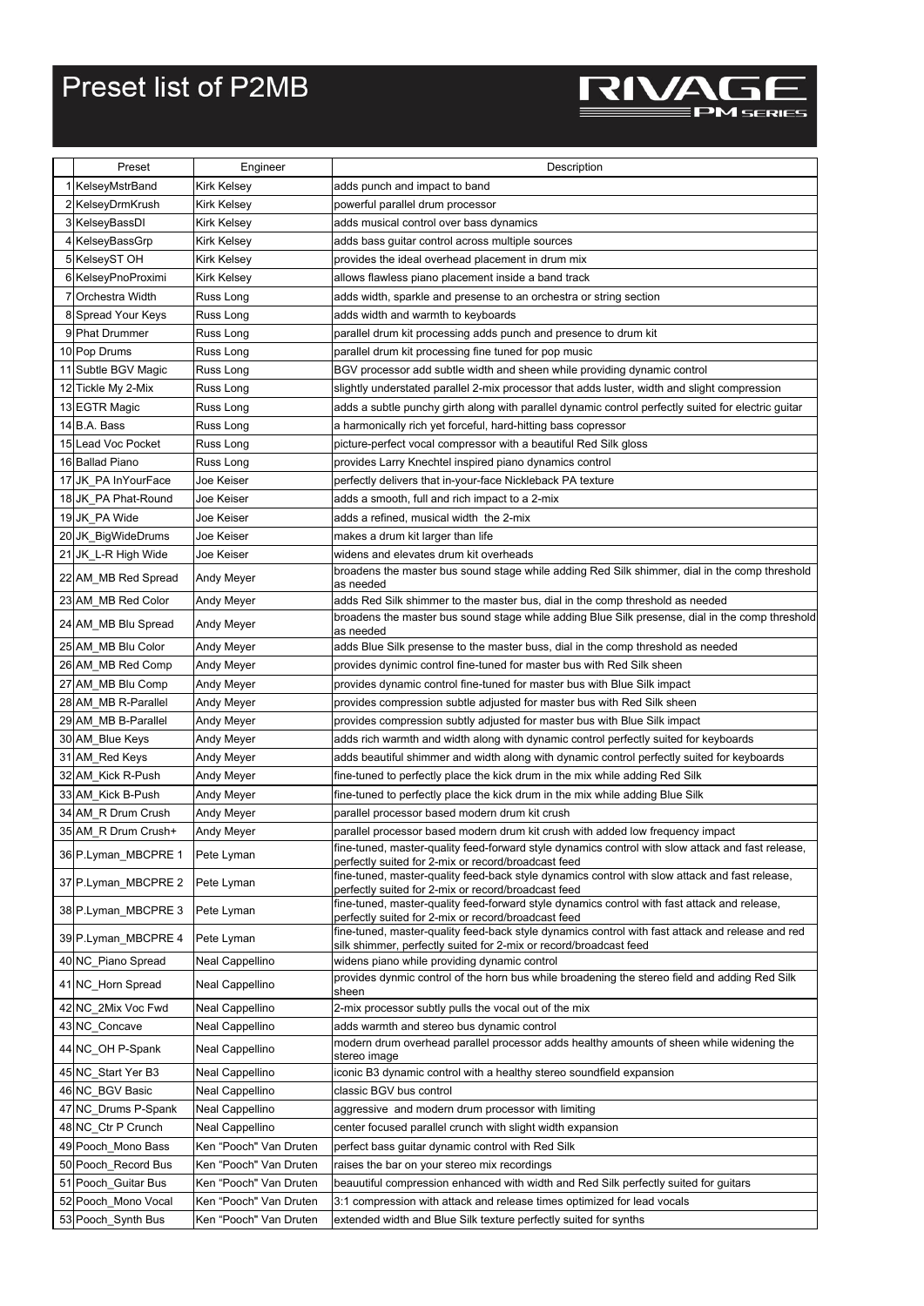# Preset list of P2MB

RIVAGE PM SERIES

| | Preset | Engineer | Description |
|---|---|---|---|
| 1 | KelseyMstrBand | Kirk Kelsey | adds punch and impact to band |
| 2 | KelseyDrmKrush | Kirk Kelsey | powerful parallel drum processor |
| 3 | KelseyBassDI | Kirk Kelsey | adds musical control over bass dynamics |
| 4 | KelseyBassGrp | Kirk Kelsey | adds bass guitar control across multiple sources |
| 5 | KelseyST OH | Kirk Kelsey | provides the ideal overhead placement in drum mix |
| 6 | KelseyPnoProximi | Kirk Kelsey | allows flawless piano placement inside a band track |
| 7 | Orchestra Width | Russ Long | adds width, sparkle and presense to an orchestra or string section |
| 8 | Spread Your Keys | Russ Long | adds width and warmth to keyboards |
| 9 | Phat Drummer | Russ Long | parallel drum kit processing adds punch and presence to drum kit |
| 10 | Pop Drums | Russ Long | parallel drum kit processing fine tuned for pop music |
| 11 | Subtle BGV Magic | Russ Long | BGV processor add subtle width and sheen while providing dynamic control |
| 12 | Tickle My 2-Mix | Russ Long | slightly understated parallel 2-mix processor that adds luster, width and slight compression |
| 13 | EGTR Magic | Russ Long | adds a subtle punchy girth along with parallel dynamic control perfectly suited for electric guitar |
| 14 | B.A. Bass | Russ Long | a harmonically rich yet forceful, hard-hitting bass copressor |
| 15 | Lead Voc Pocket | Russ Long | picture-perfect vocal compressor with a beautiful Red Silk gloss |
| 16 | Ballad Piano | Russ Long | provides Larry Knechtel inspired piano dynamics control |
| 17 | JK_PA InYourFace | Joe Keiser | perfectly delivers that in-your-face Nickleback PA texture |
| 18 | JK_PA Phat-Round | Joe Keiser | adds a smooth, full and rich impact to a 2-mix |
| 19 | JK_PA Wide | Joe Keiser | adds a refined, musical width the 2-mix |
| 20 | JK_BigWideDrums | Joe Keiser | makes a drum kit larger than life |
| 21 | JK_L-R High Wide | Joe Keiser | widens and elevates drum kit overheads |
| 22 | AM_MB Red Spread | Andy Meyer | broadens the master bus sound stage while adding Red Silk shimmer, dial in the comp threshold as needed |
| 23 | AM_MB Red Color | Andy Meyer | adds Red Silk shimmer to the master bus, dial in the comp threshold as needed |
| 24 | AM_MB Blu Spread | Andy Meyer | broadens the master bus sound stage while adding Blue Silk presense, dial in the comp threshold as needed |
| 25 | AM_MB Blu Color | Andy Meyer | adds Blue Silk presense to the master buss, dial in the comp threshold as needed |
| 26 | AM_MB Red Comp | Andy Meyer | provides dynimic control fine-tuned for master bus with Red Silk sheen |
| 27 | AM_MB Blu Comp | Andy Meyer | provides dynamic control fine-tuned for master bus with Blue Silk impact |
| 28 | AM_MB R-Parallel | Andy Meyer | provides compression subtle adjusted for master bus with Red Silk sheen |
| 29 | AM_MB B-Parallel | Andy Meyer | provides compression subtly adjusted for master bus with Blue Silk impact |
| 30 | AM_Blue Keys | Andy Meyer | adds rich warmth and width along with dynamic control perfectly suited for keyboards |
| 31 | AM_Red Keys | Andy Meyer | adds beautiful shimmer and width along with dynamic control perfectly suited for keyboards |
| 32 | AM_Kick R-Push | Andy Meyer | fine-tuned to perfectly place the kick drum in the mix while adding Red Silk |
| 33 | AM_Kick B-Push | Andy Meyer | fine-tuned to perfectly place the kick drum in the mix while adding Blue Silk |
| 34 | AM_R Drum Crush | Andy Meyer | parallel processor based modern drum kit crush |
| 35 | AM_R Drum Crush+ | Andy Meyer | parallel processor based modern drum kit crush with added low frequency impact |
| 36 | P.Lyman_MBCPRE 1 | Pete Lyman | fine-tuned, master-quality feed-forward style dynamics control with slow attack and fast release, perfectly suited for 2-mix or record/broadcast feed |
| 37 | P.Lyman_MBCPRE 2 | Pete Lyman | fine-tuned, master-quality feed-back style dynamics control with slow attack and fast release, perfectly suited for 2-mix or record/broadcast feed |
| 38 | P.Lyman_MBCPRE 3 | Pete Lyman | fine-tuned, master-quality feed-forward style dynamics control with fast attack and release, perfectly suited for 2-mix or record/broadcast feed |
| 39 | P.Lyman_MBCPRE 4 | Pete Lyman | fine-tuned, master-quality feed-back style dynamics control with fast attack and release and red silk shimmer, perfectly suited for 2-mix or record/broadcast feed |
| 40 | NC_Piano Spread | Neal Cappellino | widens piano while providing dynamic control |
| 41 | NC_Horn Spread | Neal Cappellino | provides dynmic control of the horn bus while broadening the stereo field and adding Red Silk sheen |
| 42 | NC_2Mix Voc Fwd | Neal Cappellino | 2-mix processor subtly pulls the vocal out of the mix |
| 43 | NC_Concave | Neal Cappellino | adds warmth and stereo bus dynamic control |
| 44 | NC_OH P-Spank | Neal Cappellino | modern drum overhead parallel processor adds healthy amounts of sheen while widening the stereo image |
| 45 | NC_Start Yer B3 | Neal Cappellino | iconic B3 dynamic control with a healthy stereo soundfield expansion |
| 46 | NC_BGV Basic | Neal Cappellino | classic BGV bus control |
| 47 | NC_Drums P-Spank | Neal Cappellino | aggressive and modern drum processor with limiting |
| 48 | NC_Ctr P Crunch | Neal Cappellino | center focused parallel crunch with slight width expansion |
| 49 | Pooch_Mono Bass | Ken "Pooch" Van Druten | perfect bass guitar dynamic control with Red Silk |
| 50 | Pooch_Record Bus | Ken "Pooch" Van Druten | raises the bar on your stereo mix recordings |
| 51 | Pooch_Guitar Bus | Ken "Pooch" Van Druten | beauutiful compression enhanced with width and Red Silk perfectly suited for guitars |
| 52 | Pooch_Mono Vocal | Ken "Pooch" Van Druten | 3:1 compression with attack and release times optimized for lead vocals |
| 53 | Pooch_Synth Bus | Ken "Pooch" Van Druten | extended width and Blue Silk texture perfectly suited for synths |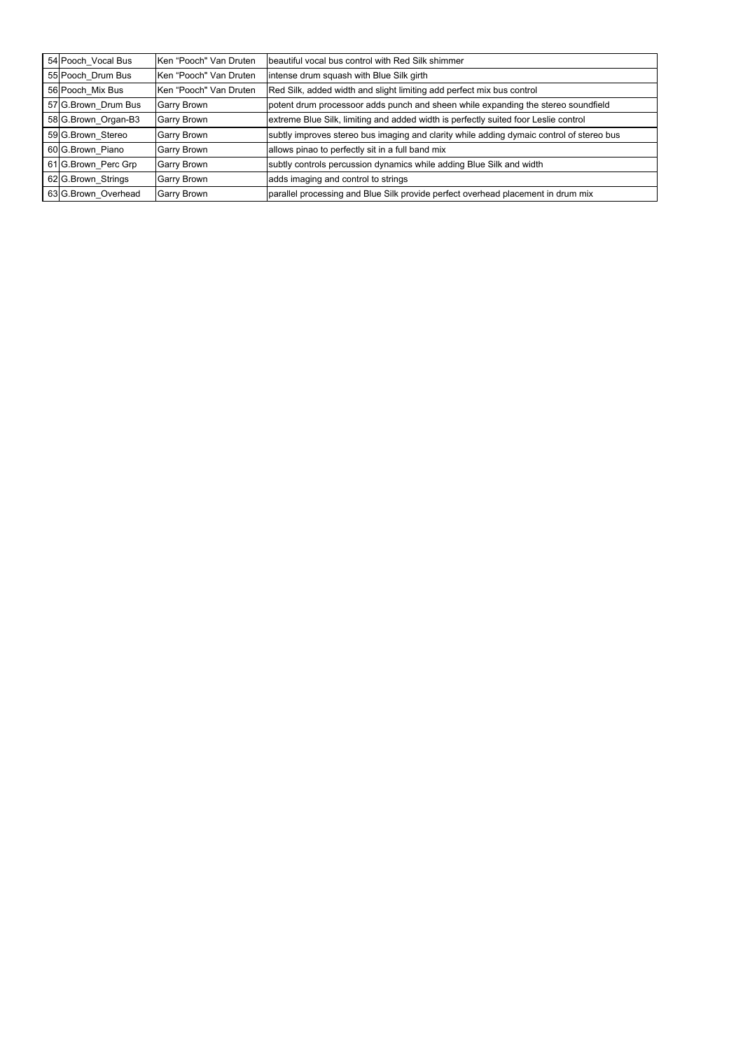| | | | |
|---|---|---|---|
| 54 | Pooch_Vocal Bus | Ken “Pooch" Van Druten | beautiful vocal bus control with Red Silk shimmer |
| 55 | Pooch_Drum Bus | Ken “Pooch" Van Druten | intense drum squash with Blue Silk girth |
| 56 | Pooch_Mix Bus | Ken “Pooch" Van Druten | Red Silk, added width and slight limiting add perfect mix bus control |
| 57 | G.Brown_Drum Bus | Garry Brown | potent drum processoor adds punch and sheen while expanding the stereo soundfield |
| 58 | G.Brown_Organ-B3 | Garry Brown | extreme Blue Silk, limiting and added width is perfectly suited foor Leslie control |
| 59 | G.Brown_Stereo | Garry Brown | subtly improves stereo bus imaging and clarity while adding dymaic control of stereo bus |
| 60 | G.Brown_Piano | Garry Brown | allows pinao to perfectly sit in a full band mix |
| 61 | G.Brown_Perc Grp | Garry Brown | subtly controls percussion dynamics while adding Blue Silk and width |
| 62 | G.Brown_Strings | Garry Brown | adds imaging and control to strings |
| 63 | G.Brown_Overhead | Garry Brown | parallel processing and Blue Silk provide perfect overhead placement in drum mix |